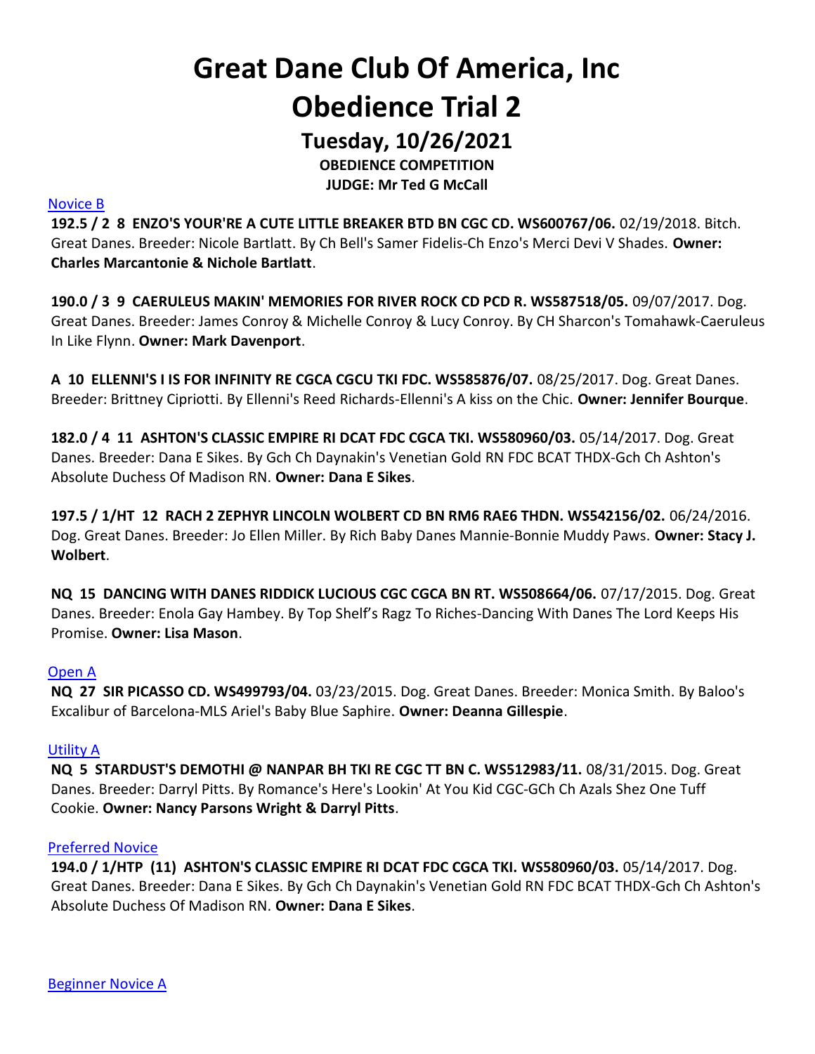# Great Dane Club Of America, Inc
# Obedience Trial 2

## Tuesday, 10/26/2021

**OBEDIENCE COMPETITION**
**JUDGE: Mr Ted G McCall**

Novice B

**192.5 / 2 8 ENZO'S YOUR'RE A CUTE LITTLE BREAKER BTD BN CGC CD. WS600767/06.** 02/19/2018. Bitch. Great Danes. Breeder: Nicole Bartlatt. By Ch Bell's Samer Fidelis-Ch Enzo's Merci Devi V Shades. **Owner: Charles Marcantonie & Nichole Bartlatt**.

**190.0 / 3 9 CAERULEUS MAKIN' MEMORIES FOR RIVER ROCK CD PCD R. WS587518/05.** 09/07/2017. Dog. Great Danes. Breeder: James Conroy & Michelle Conroy & Lucy Conroy. By CH Sharcon's Tomahawk-Caeruleus In Like Flynn. **Owner: Mark Davenport**.

**A 10 ELLENNI'S I IS FOR INFINITY RE CGCA CGCU TKI FDC. WS585876/07.** 08/25/2017. Dog. Great Danes. Breeder: Brittney Cipriotti. By Ellenni's Reed Richards-Ellenni's A kiss on the Chic. **Owner: Jennifer Bourque**.

**182.0 / 4 11 ASHTON'S CLASSIC EMPIRE RI DCAT FDC CGCA TKI. WS580960/03.** 05/14/2017. Dog. Great Danes. Breeder: Dana E Sikes. By Gch Ch Daynakin's Venetian Gold RN FDC BCAT THDX-Gch Ch Ashton's Absolute Duchess Of Madison RN. **Owner: Dana E Sikes**.

**197.5 / 1/HT 12 RACH 2 ZEPHYR LINCOLN WOLBERT CD BN RM6 RAE6 THDN. WS542156/02.** 06/24/2016. Dog. Great Danes. Breeder: Jo Ellen Miller. By Rich Baby Danes Mannie-Bonnie Muddy Paws. **Owner: Stacy J. Wolbert**.

**NQ 15 DANCING WITH DANES RIDDICK LUCIOUS CGC CGCA BN RT. WS508664/06.** 07/17/2015. Dog. Great Danes. Breeder: Enola Gay Hambey. By Top Shelf's Ragz To Riches-Dancing With Danes The Lord Keeps His Promise. **Owner: Lisa Mason**.

Open A

**NQ 27 SIR PICASSO CD. WS499793/04.** 03/23/2015. Dog. Great Danes. Breeder: Monica Smith. By Baloo's Excalibur of Barcelona-MLS Ariel's Baby Blue Saphire. **Owner: Deanna Gillespie**.

Utility A

**NQ 5 STARDUST'S DEMOTHI @ NANPAR BH TKI RE CGC TT BN C. WS512983/11.** 08/31/2015. Dog. Great Danes. Breeder: Darryl Pitts. By Romance's Here's Lookin' At You Kid CGC-GCh Ch Azals Shez One Tuff Cookie. **Owner: Nancy Parsons Wright & Darryl Pitts**.

Preferred Novice

**194.0 / 1/HTP (11) ASHTON'S CLASSIC EMPIRE RI DCAT FDC CGCA TKI. WS580960/03.** 05/14/2017. Dog. Great Danes. Breeder: Dana E Sikes. By Gch Ch Daynakin's Venetian Gold RN FDC BCAT THDX-Gch Ch Ashton's Absolute Duchess Of Madison RN. **Owner: Dana E Sikes**.

Beginner Novice A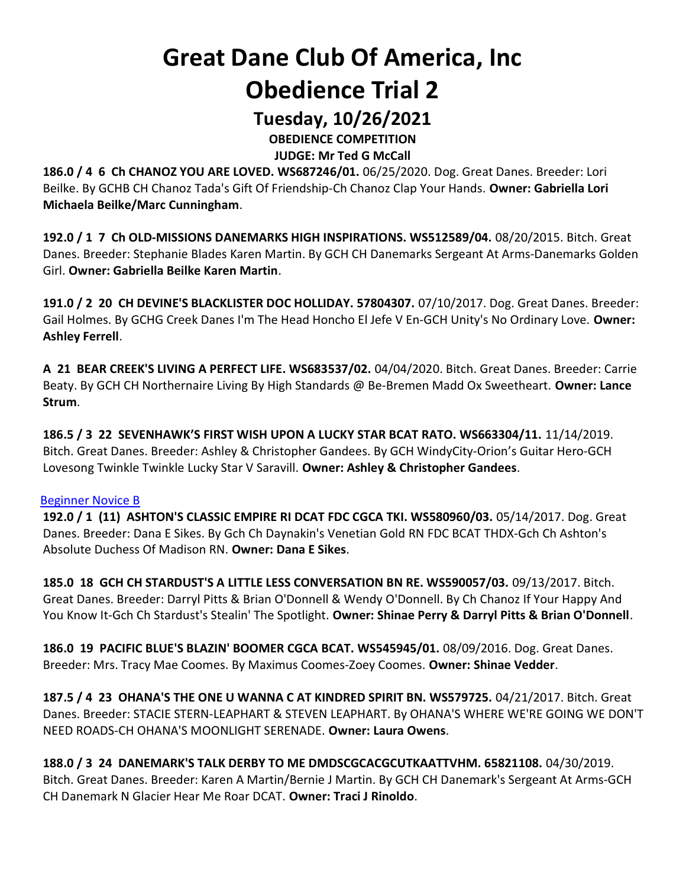# Great Dane Club Of America, Inc
# Obedience Trial 2
## Tuesday, 10/26/2021

**OBEDIENCE COMPETITION**

**JUDGE: Mr Ted G McCall**

**186.0 / 4 6 Ch CHANOZ YOU ARE LOVED. WS687246/01.** 06/25/2020. Dog. Great Danes. Breeder: Lori Beilke. By GCHB CH Chanoz Tada's Gift Of Friendship-Ch Chanoz Clap Your Hands. **Owner: Gabriella Lori Michaela Beilke/Marc Cunningham**.

**192.0 / 1 7 Ch OLD-MISSIONS DANEMARKS HIGH INSPIRATIONS. WS512589/04.** 08/20/2015. Bitch. Great Danes. Breeder: Stephanie Blades Karen Martin. By GCH CH Danemarks Sergeant At Arms-Danemarks Golden Girl. **Owner: Gabriella Beilke Karen Martin**.

**191.0 / 2 20 CH DEVINE'S BLACKLISTER DOC HOLLIDAY. 57804307.** 07/10/2017. Dog. Great Danes. Breeder: Gail Holmes. By GCHG Creek Danes I'm The Head Honcho El Jefe V En-GCH Unity's No Ordinary Love. **Owner: Ashley Ferrell**.

**A 21 BEAR CREEK'S LIVING A PERFECT LIFE. WS683537/02.** 04/04/2020. Bitch. Great Danes. Breeder: Carrie Beaty. By GCH CH Northernaire Living By High Standards @ Be-Bremen Madd Ox Sweetheart. **Owner: Lance Strum**.

**186.5 / 3 22 SEVENHAWK'S FIRST WISH UPON A LUCKY STAR BCAT RATO. WS663304/11.** 11/14/2019. Bitch. Great Danes. Breeder: Ashley & Christopher Gandees. By GCH WindyCity-Orion's Guitar Hero-GCH Lovesong Twinkle Twinkle Lucky Star V Saravill. **Owner: Ashley & Christopher Gandees**.

Beginner Novice B

**192.0 / 1 (11) ASHTON'S CLASSIC EMPIRE RI DCAT FDC CGCA TKI. WS580960/03.** 05/14/2017. Dog. Great Danes. Breeder: Dana E Sikes. By Gch Ch Daynakin's Venetian Gold RN FDC BCAT THDX-Gch Ch Ashton's Absolute Duchess Of Madison RN. **Owner: Dana E Sikes**.

**185.0 18 GCH CH STARDUST'S A LITTLE LESS CONVERSATION BN RE. WS590057/03.** 09/13/2017. Bitch. Great Danes. Breeder: Darryl Pitts & Brian O'Donnell & Wendy O'Donnell. By Ch Chanoz If Your Happy And You Know It-Gch Ch Stardust's Stealin' The Spotlight. **Owner: Shinae Perry & Darryl Pitts & Brian O'Donnell**.

**186.0 19 PACIFIC BLUE'S BLAZIN' BOOMER CGCA BCAT. WS545945/01.** 08/09/2016. Dog. Great Danes. Breeder: Mrs. Tracy Mae Coomes. By Maximus Coomes-Zoey Coomes. **Owner: Shinae Vedder**.

**187.5 / 4 23 OHANA'S THE ONE U WANNA C AT KINDRED SPIRIT BN. WS579725.** 04/21/2017. Bitch. Great Danes. Breeder: STACIE STERN-LEAPHART & STEVEN LEAPHART. By OHANA'S WHERE WE'RE GOING WE DON'T NEED ROADS-CH OHANA'S MOONLIGHT SERENADE. **Owner: Laura Owens**.

**188.0 / 3 24 DANEMARK'S TALK DERBY TO ME DMDSCGCACGCUTKAATTVHM. 65821108.** 04/30/2019. Bitch. Great Danes. Breeder: Karen A Martin/Bernie J Martin. By GCH CH Danemark's Sergeant At Arms-GCH CH Danemark N Glacier Hear Me Roar DCAT. **Owner: Traci J Rinoldo**.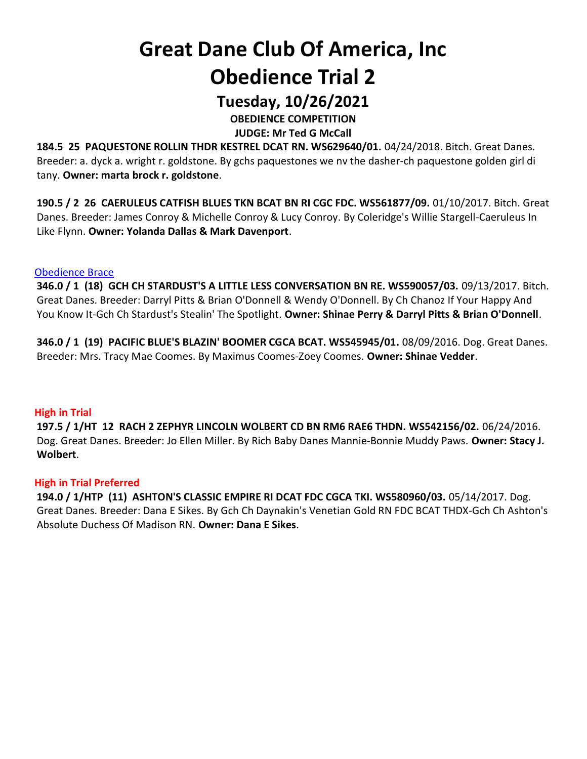# Great Dane Club Of America, Inc
# Obedience Trial 2

## Tuesday, 10/26/2021

**OBEDIENCE COMPETITION**

**JUDGE: Mr Ted G McCall**

**184.5 25 PAQUESTONE ROLLIN THDR KESTREL DCAT RN. WS629640/01.** 04/24/2018. Bitch. Great Danes. Breeder: a. dyck a. wright r. goldstone. By gchs paquestones we nv the dasher-ch paquestone golden girl di tany. **Owner: marta brock r. goldstone**.

**190.5 / 2 26 CAERULEUS CATFISH BLUES TKN BCAT BN RI CGC FDC. WS561877/09.** 01/10/2017. Bitch. Great Danes. Breeder: James Conroy & Michelle Conroy & Lucy Conroy. By Coleridge's Willie Stargell-Caeruleus In Like Flynn. **Owner: Yolanda Dallas & Mark Davenport**.

Obedience Brace

**346.0 / 1 (18) GCH CH STARDUST'S A LITTLE LESS CONVERSATION BN RE. WS590057/03.** 09/13/2017. Bitch. Great Danes. Breeder: Darryl Pitts & Brian O'Donnell & Wendy O'Donnell. By Ch Chanoz If Your Happy And You Know It-Gch Ch Stardust's Stealin' The Spotlight. **Owner: Shinae Perry & Darryl Pitts & Brian O'Donnell**.

**346.0 / 1 (19) PACIFIC BLUE'S BLAZIN' BOOMER CGCA BCAT. WS545945/01.** 08/09/2016. Dog. Great Danes. Breeder: Mrs. Tracy Mae Coomes. By Maximus Coomes-Zoey Coomes. **Owner: Shinae Vedder**.

**High in Trial**

**197.5 / 1/HT 12 RACH 2 ZEPHYR LINCOLN WOLBERT CD BN RM6 RAE6 THDN. WS542156/02.** 06/24/2016. Dog. Great Danes. Breeder: Jo Ellen Miller. By Rich Baby Danes Mannie-Bonnie Muddy Paws. **Owner: Stacy J. Wolbert**.

**High in Trial Preferred**

**194.0 / 1/HTP (11) ASHTON'S CLASSIC EMPIRE RI DCAT FDC CGCA TKI. WS580960/03.** 05/14/2017. Dog. Great Danes. Breeder: Dana E Sikes. By Gch Ch Daynakin's Venetian Gold RN FDC BCAT THDX-Gch Ch Ashton's Absolute Duchess Of Madison RN. **Owner: Dana E Sikes**.